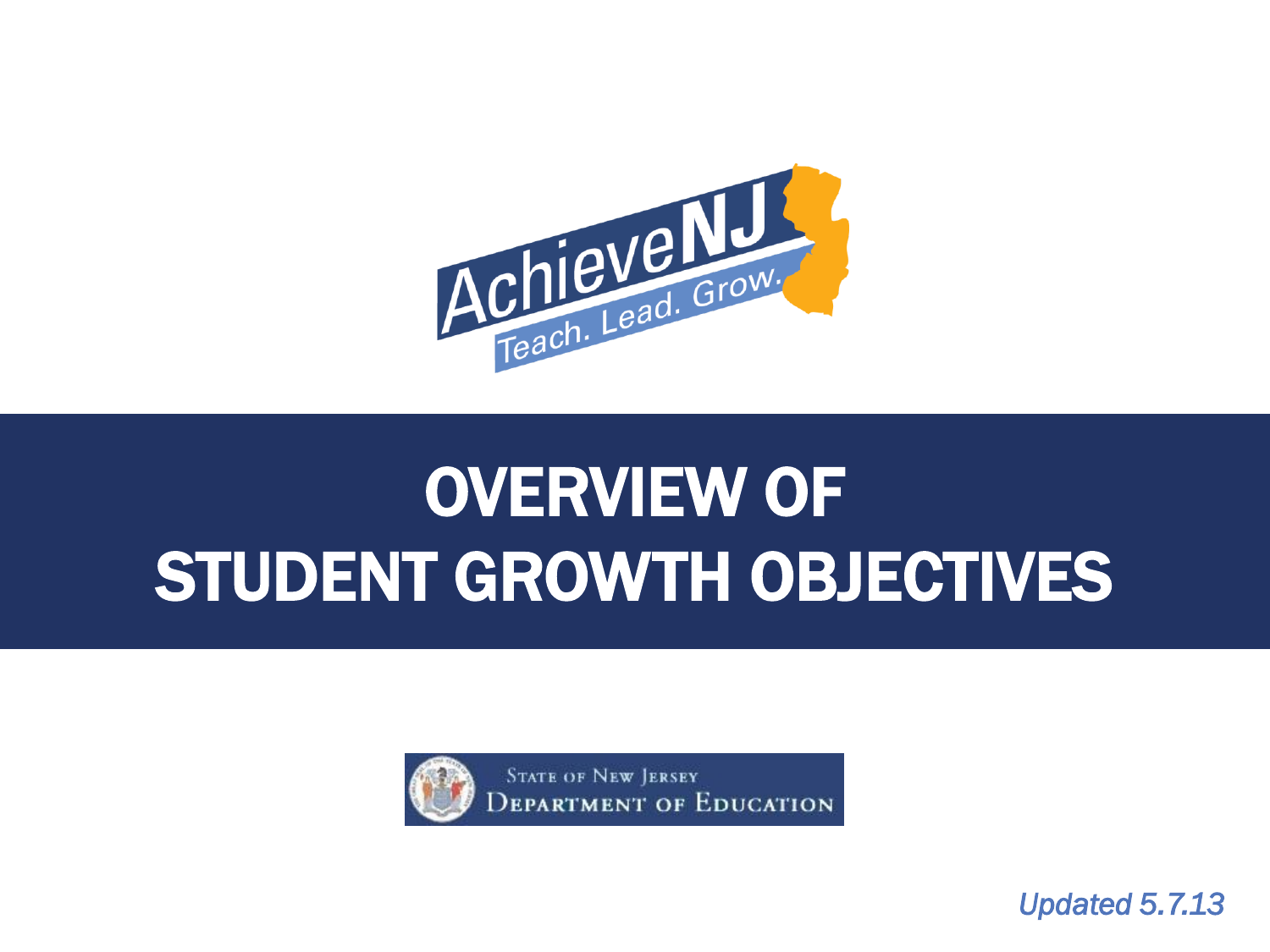AchieveNJ

Teach. Lead. Grow.

# OVERVIEW OF STUDENT GROWTH OBJECTIVES

State of New Jersey
Department of Education

*Updated 5.7.13*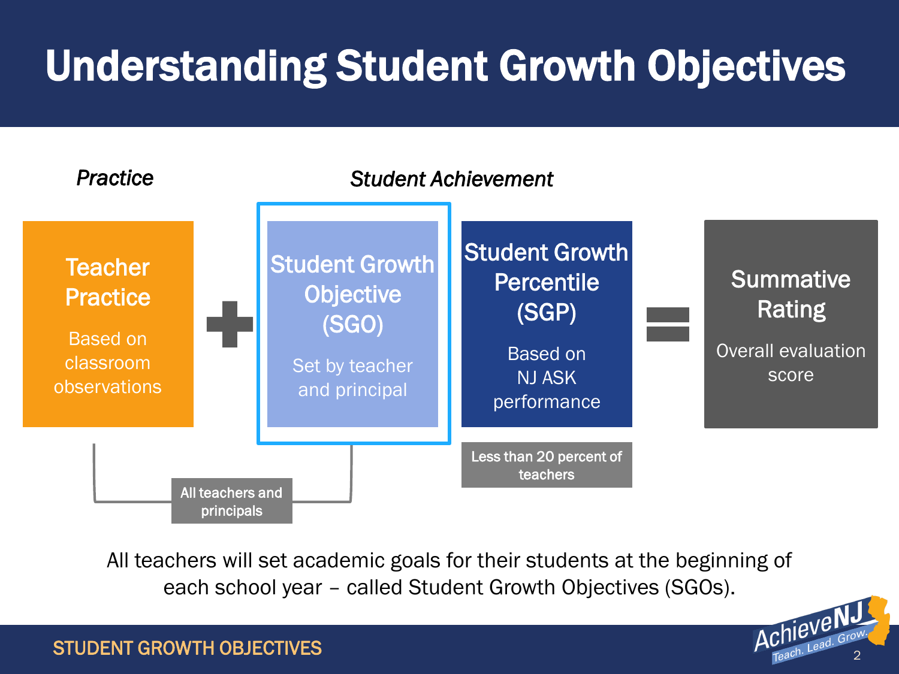# Understanding Student Growth Objectives

*Practice*

*Student Achievement*

**Teacher Practice**

Based on classroom observations

+

**Student Growth Objective (SGO)**

Set by teacher and principal

**Student Growth Percentile (SGP)**

Based on NJ ASK performance

=

**Summative Rating**

Overall evaluation score

All teachers and principals

Less than 20 percent of teachers

All teachers will set academic goals for their students at the beginning of each school year – called Student Growth Objectives (SGOs).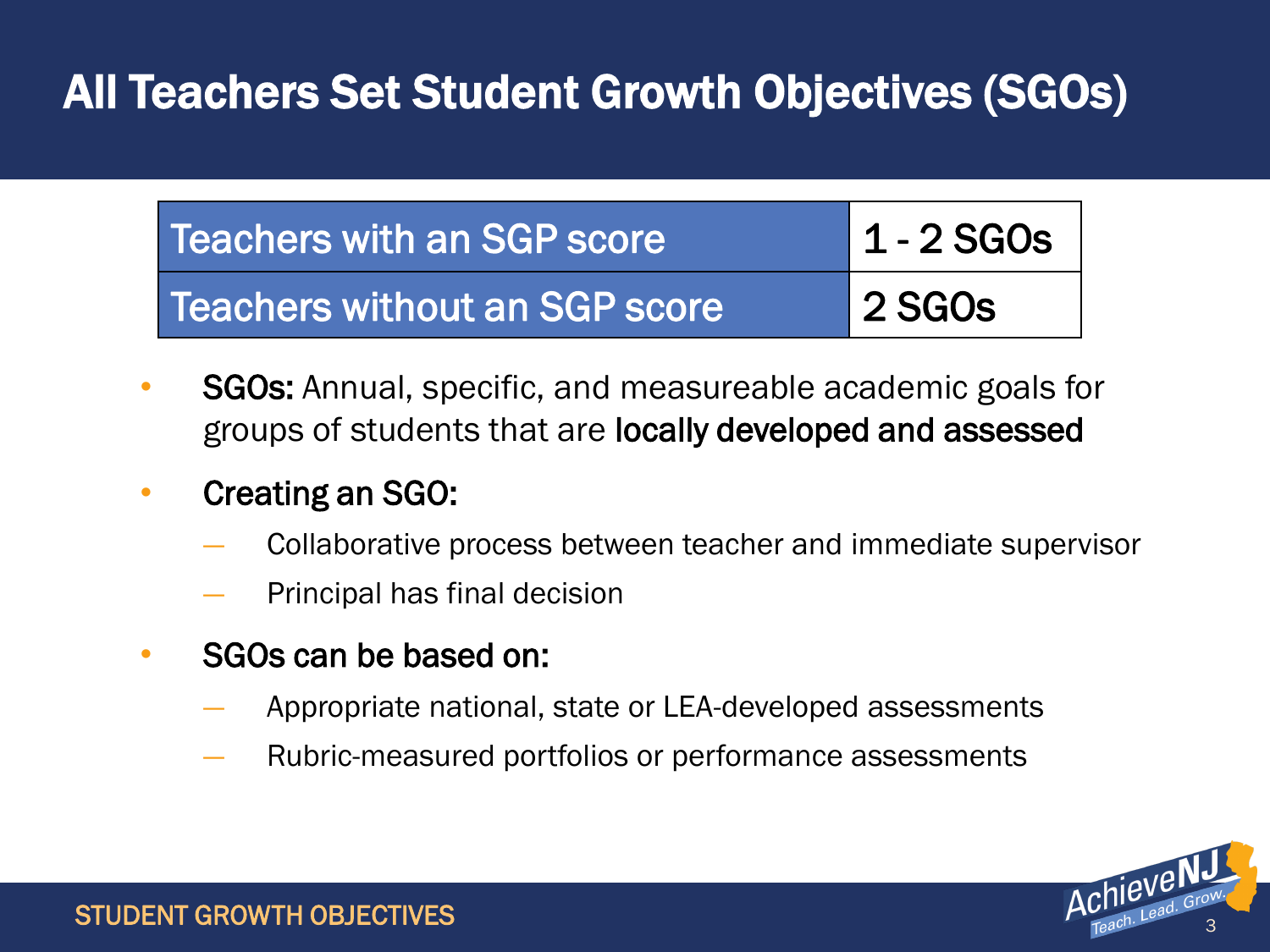# All Teachers Set Student Growth Objectives (SGOs)

| Teachers with an SGP score | 1 - 2 SGOs |
|---|---|
| Teachers without an SGP score | 2 SGOs |

- **SGOs:** Annual, specific, and measureable academic goals for groups of students that are **locally developed and assessed**
- **Creating an SGO:**
  - Collaborative process between teacher and immediate supervisor
  - Principal has final decision
- **SGOs can be based on:**
  - Appropriate national, state or LEA-developed assessments
  - Rubric-measured portfolios or performance assessments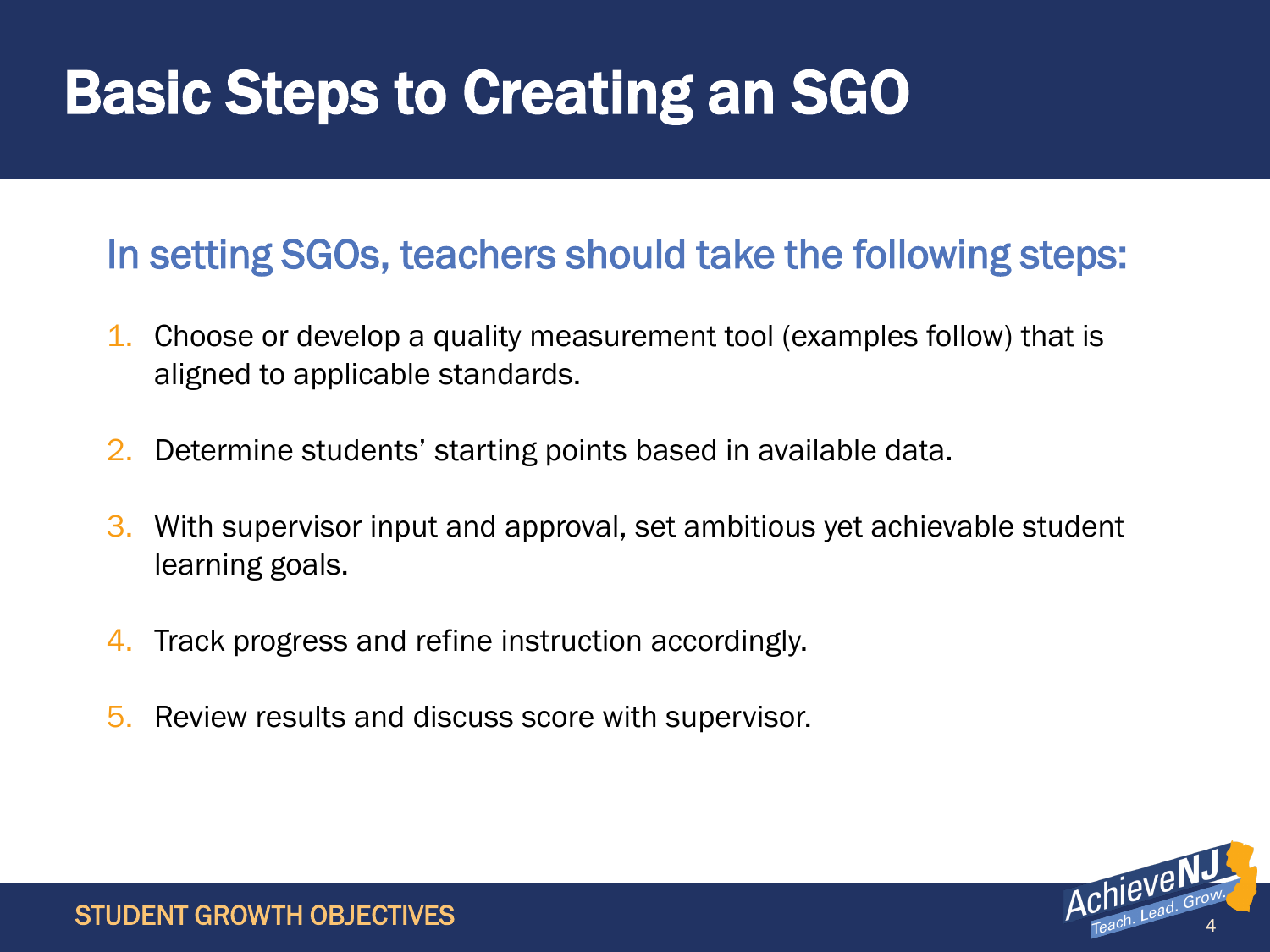# Basic Steps to Creating an SGO

## In setting SGOs, teachers should take the following steps:

1. Choose or develop a quality measurement tool (examples follow) that is aligned to applicable standards.
2. Determine students' starting points based in available data.
3. With supervisor input and approval, set ambitious yet achievable student learning goals.
4. Track progress and refine instruction accordingly.
5. Review results and discuss score with supervisor.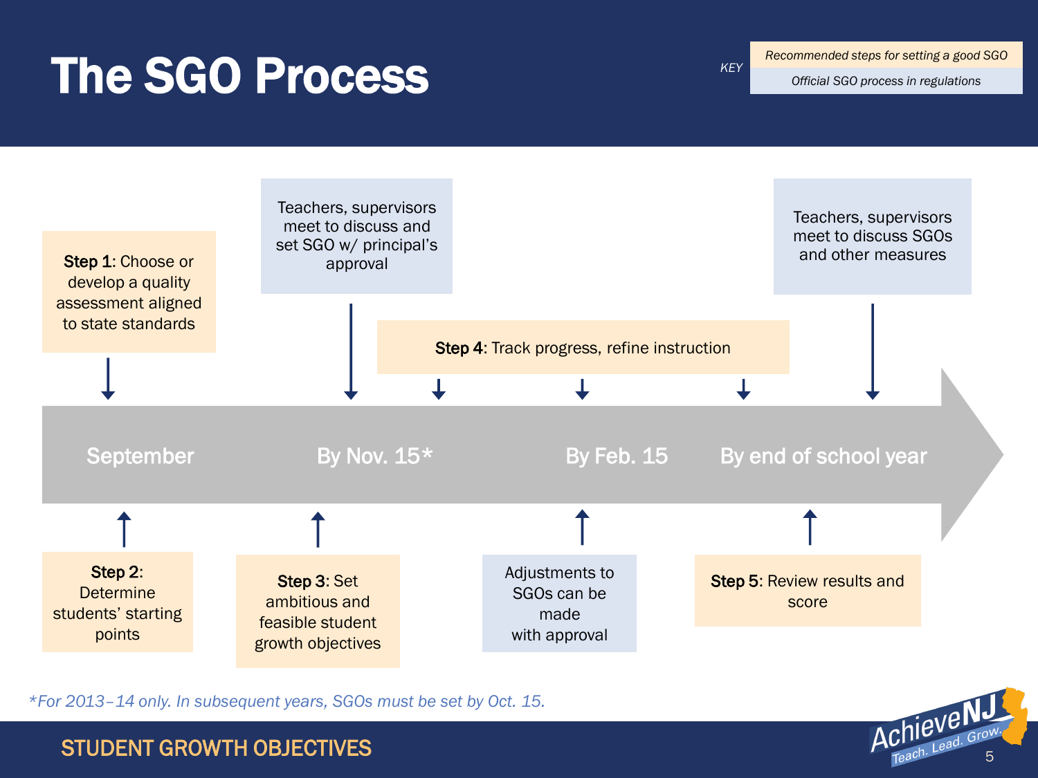# The SGO Process

KEY

- *Recommended steps for setting a good SGO*
- *Official SGO process in regulations*

**September**

- **Step 1**: Choose or develop a quality assessment aligned to state standards
- **Step 2**: Determine students' starting points

**By Nov. 15***

- Teachers, supervisors meet to discuss and set SGO w/ principal's approval
- **Step 3**: Set ambitious and feasible student growth objectives

**Step 4**: Track progress, refine instruction

**By Feb. 15**

- Adjustments to SGOs can be made with approval

**By end of school year**

- Teachers, supervisors meet to discuss SGOs and other measures
- **Step 5**: Review results and score

*\*For 2013–14 only. In subsequent years, SGOs must be set by Oct. 15.*

STUDENT GROWTH OBJECTIVES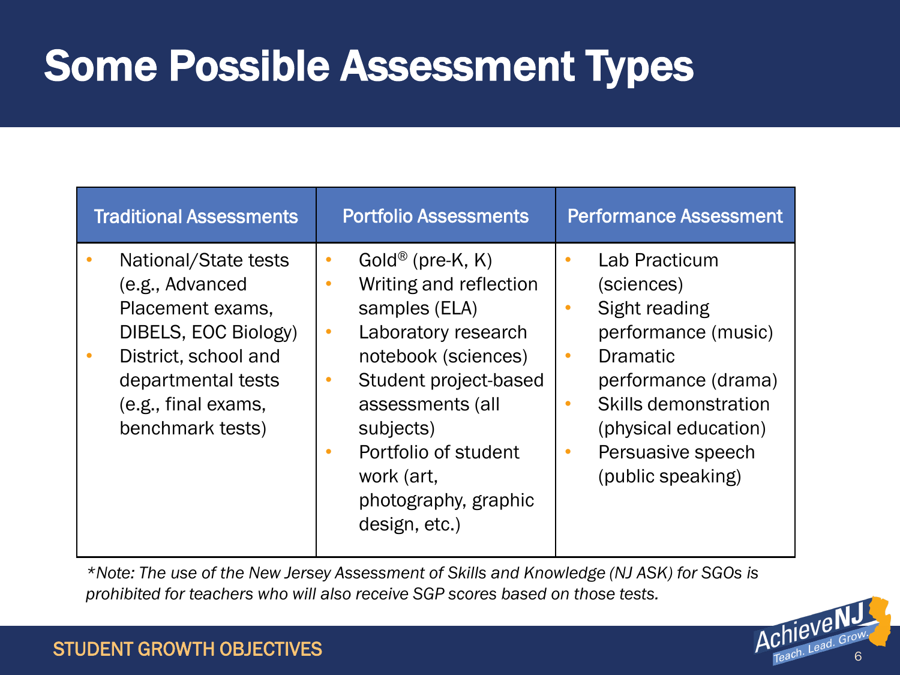# Some Possible Assessment Types

| Traditional Assessments | Portfolio Assessments | Performance Assessment |
|---|---|---|
| • National/State tests (e.g., Advanced Placement exams, DIBELS, EOC Biology)<br>• District, school and departmental tests (e.g., final exams, benchmark tests) | • Gold® (pre-K, K)<br>• Writing and reflection samples (ELA)<br>• Laboratory research notebook (sciences)<br>• Student project-based assessments (all subjects)<br>• Portfolio of student work (art, photography, graphic design, etc.) | • Lab Practicum (sciences)<br>• Sight reading performance (music)<br>• Dramatic performance (drama)<br>• Skills demonstration (physical education)<br>• Persuasive speech (public speaking) |

**Note:* *The use of the New Jersey Assessment of Skills and Knowledge (NJ ASK) for SGOs is prohibited for teachers who will also receive SGP scores based on those tests.*

STUDENT GROWTH OBJECTIVES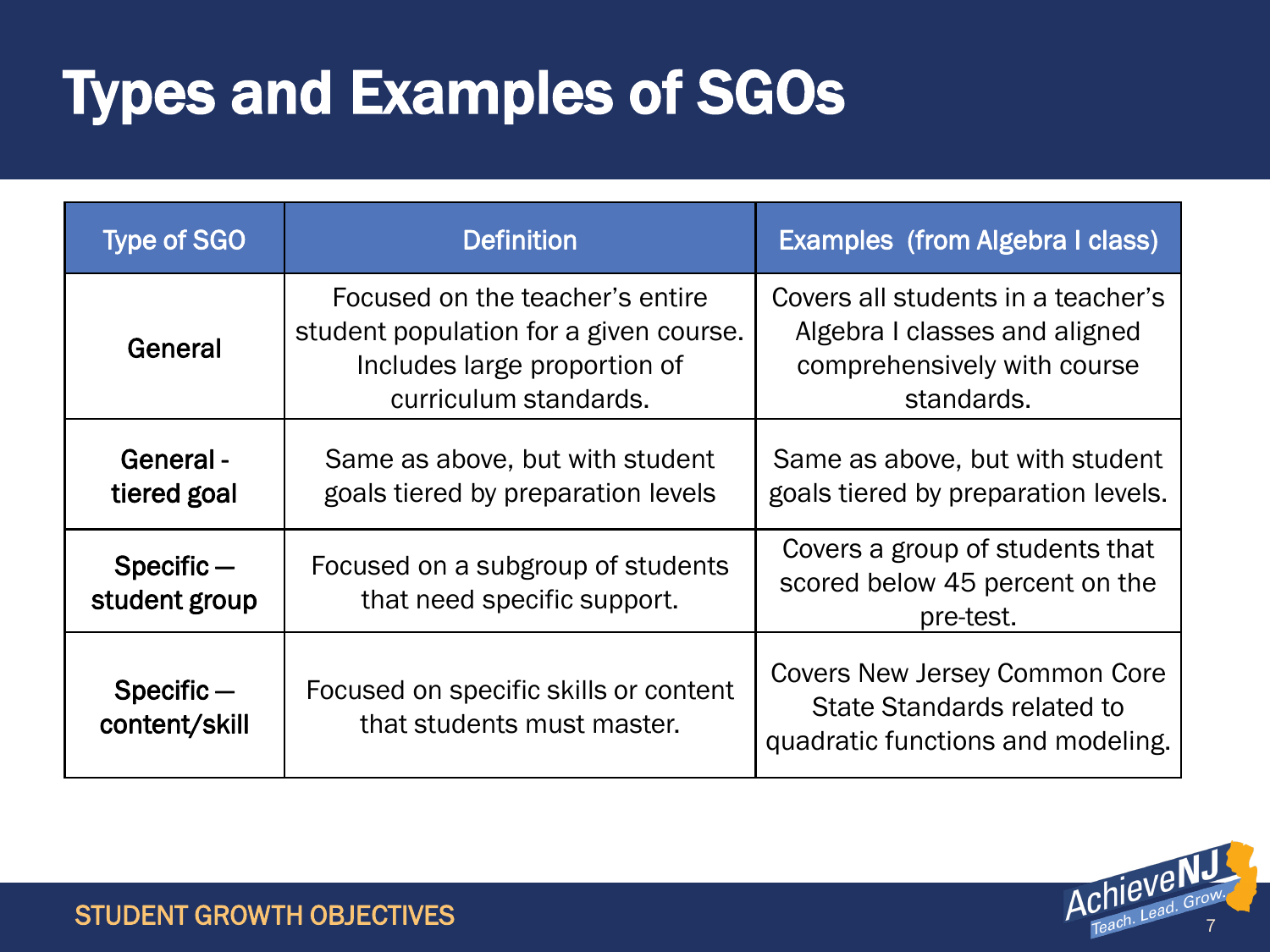# Types and Examples of SGOs

| Type of SGO | Definition | Examples (from Algebra I class) |
| --- | --- | --- |
| **General** | Focused on the teacher's entire student population for a given course. Includes large proportion of curriculum standards. | Covers all students in a teacher's Algebra I classes and aligned comprehensively with course standards. |
| **General - tiered goal** | Same as above, but with student goals tiered by preparation levels | Same as above, but with student goals tiered by preparation levels. |
| **Specific — student group** | Focused on a subgroup of students that need specific support. | Covers a group of students that scored below 45 percent on the pre-test. |
| **Specific — content/skill** | Focused on specific skills or content that students must master. | Covers New Jersey Common Core State Standards related to quadratic functions and modeling. |

STUDENT GROWTH OBJECTIVES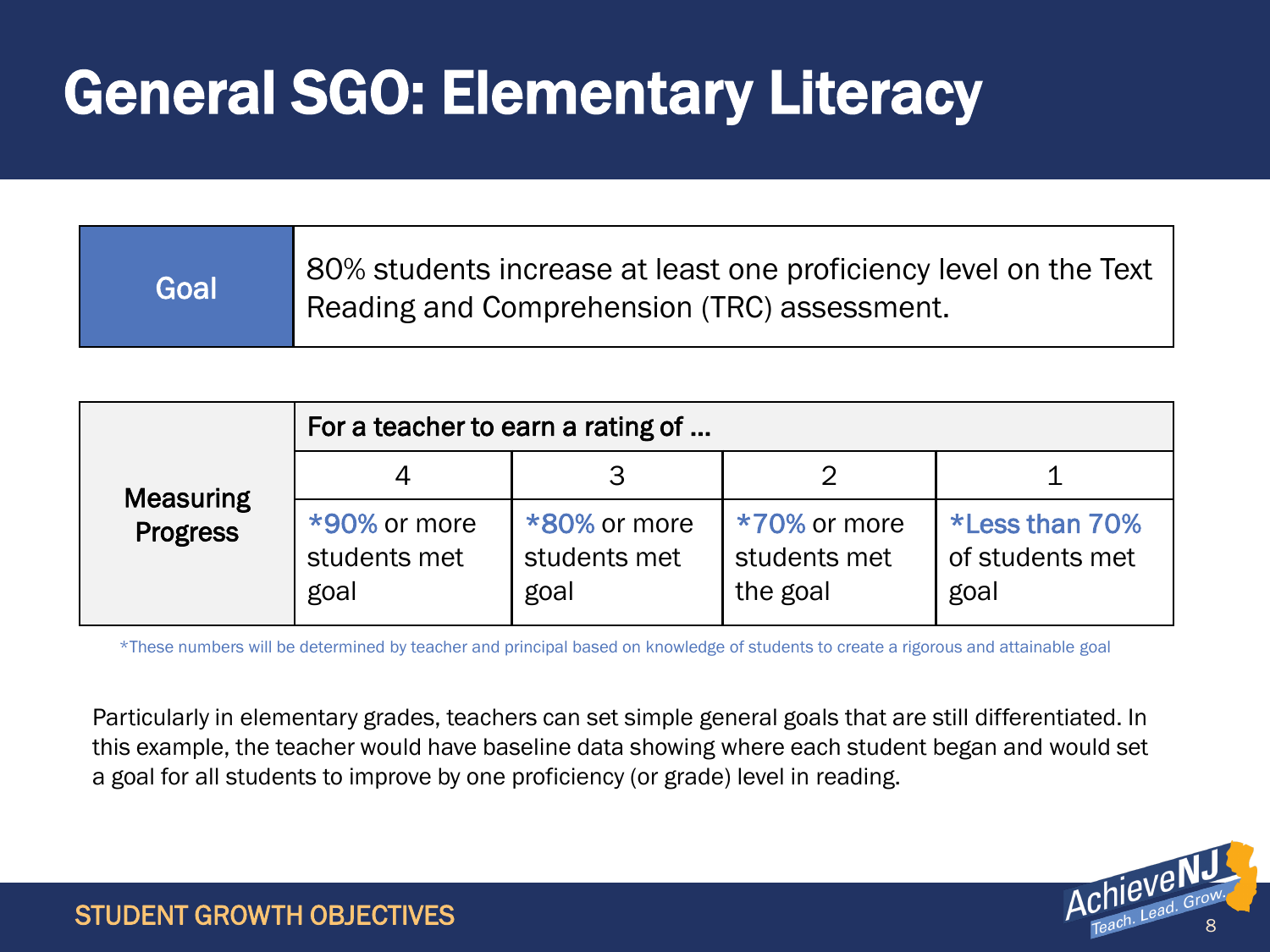# General SGO: Elementary Literacy

| Goal | 80% students increase at least one proficiency level on the Text Reading and Comprehension (TRC) assessment. |
| --- | --- |

| Measuring Progress | For a teacher to earn a rating of … | | | |
| --- | --- | --- | --- | --- |
| | 4 | 3 | 2 | 1 |
| | *90% or more students met goal | *80% or more students met goal | *70% or more students met the goal | *Less than 70% of students met goal |

*These numbers will be determined by teacher and principal based on knowledge of students to create a rigorous and attainable goal

Particularly in elementary grades, teachers can set simple general goals that are still differentiated. In this example, the teacher would have baseline data showing where each student began and would set a goal for all students to improve by one proficiency (or grade) level in reading.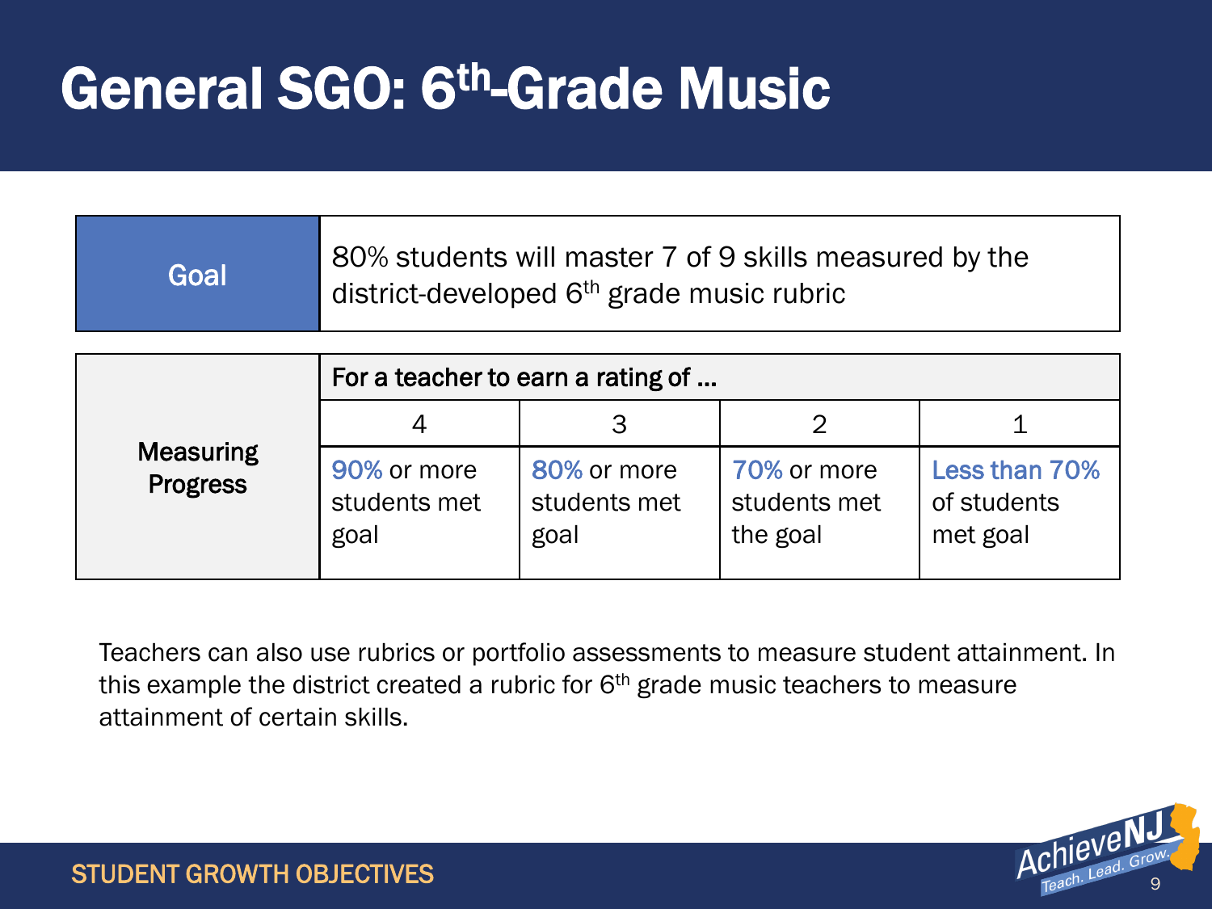# General SGO: 6th-Grade Music

| Goal | 80% students will master 7 of 9 skills measured by the district-developed 6th grade music rubric |
| --- | --- |

| Measuring Progress | For a teacher to earn a rating of … | | | |
| --- | --- | --- | --- | --- |
| | 4 | 3 | 2 | 1 |
| | 90% or more students met goal | 80% or more students met goal | 70% or more students met the goal | Less than 70% of students met goal |

Teachers can also use rubrics or portfolio assessments to measure student attainment. In this example the district created a rubric for 6th grade music teachers to measure attainment of certain skills.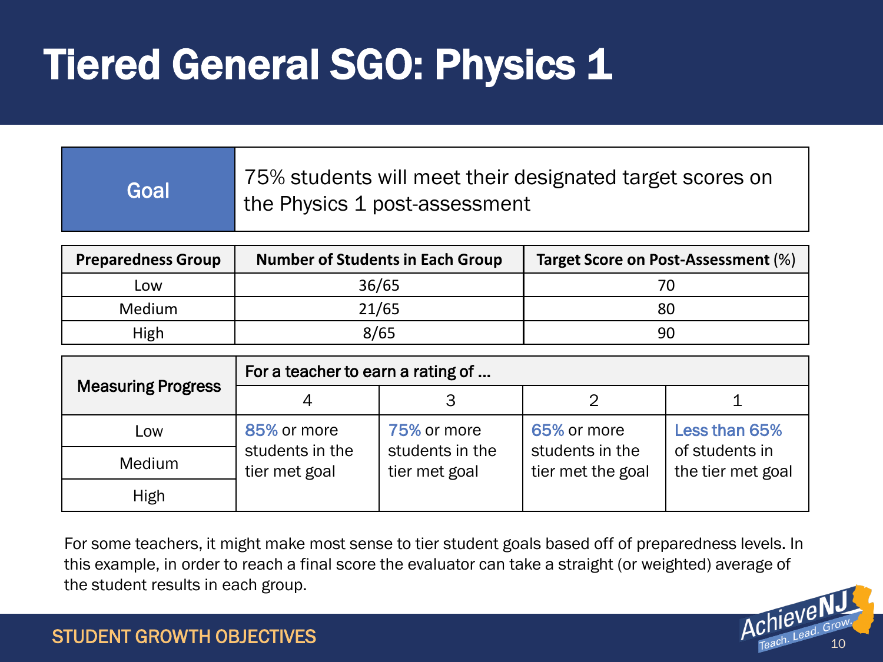# Tiered General SGO: Physics 1

| Goal | 75% students will meet their designated target scores on the Physics 1 post-assessment |
|---|---|

| Preparedness Group | Number of Students in Each Group | Target Score on Post-Assessment (%) |
|---|---|---|
| Low | 36/65 | 70 |
| Medium | 21/65 | 80 |
| High | 8/65 | 90 |

| Measuring Progress | For a teacher to earn a rating of … | | | |
|---|---|---|---|---|
| | 4 | 3 | 2 | 1 |
| Low | 85% or more students in the tier met goal | 75% or more students in the tier met goal | 65% or more students in the tier met the goal | Less than 65% of students in the tier met goal |
| Medium | | | | |
| High | | | | |

For some teachers, it might make most sense to tier student goals based off of preparedness levels. In this example, in order to reach a final score the evaluator can take a straight (or weighted) average of the student results in each group.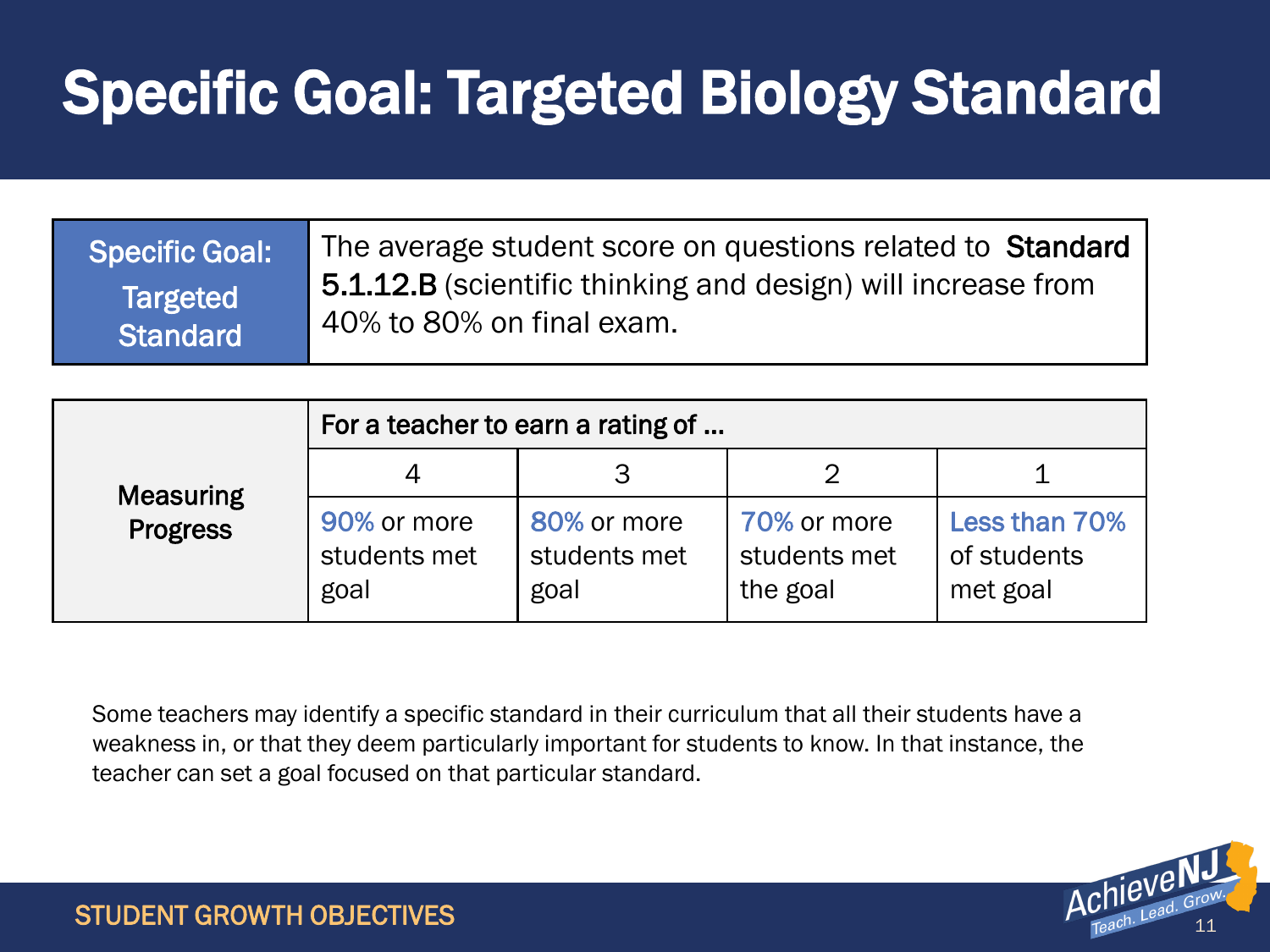# Specific Goal: Targeted Biology Standard

| Specific Goal: Targeted Standard | The average student score on questions related to **Standard 5.1.12.B** (scientific thinking and design) will increase from 40% to 80% on final exam. |
|---|---|

| Measuring Progress | For a teacher to earn a rating of ... | | | |
|---|---|---|---|---|
| | 4 | 3 | 2 | 1 |
| | 90% or more students met goal | 80% or more students met goal | 70% or more students met the goal | Less than 70% of students met goal |

Some teachers may identify a specific standard in their curriculum that all their students have a weakness in, or that they deem particularly important for students to know. In that instance, the teacher can set a goal focused on that particular standard.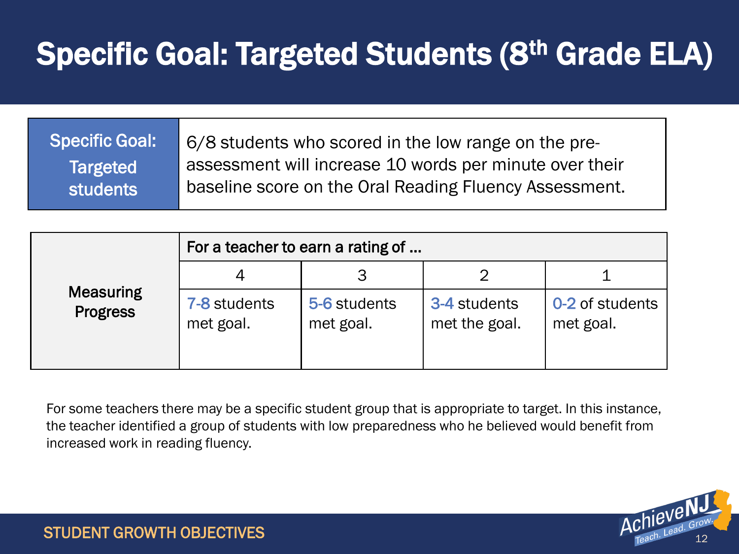# Specific Goal: Targeted Students (8th Grade ELA)

| Specific Goal: Targeted students | 6/8 students who scored in the low range on the pre-assessment will increase 10 words per minute over their baseline score on the Oral Reading Fluency Assessment. |
|---|---|

| Measuring Progress | For a teacher to earn a rating of ... | | | |
|---|---|---|---|---|
| | 4 | 3 | 2 | 1 |
| | 7-8 students met goal. | 5-6 students met goal. | 3-4 students met the goal. | 0-2 of students met goal. |

For some teachers there may be a specific student group that is appropriate to target. In this instance, the teacher identified a group of students with low preparedness who he believed would benefit from increased work in reading fluency.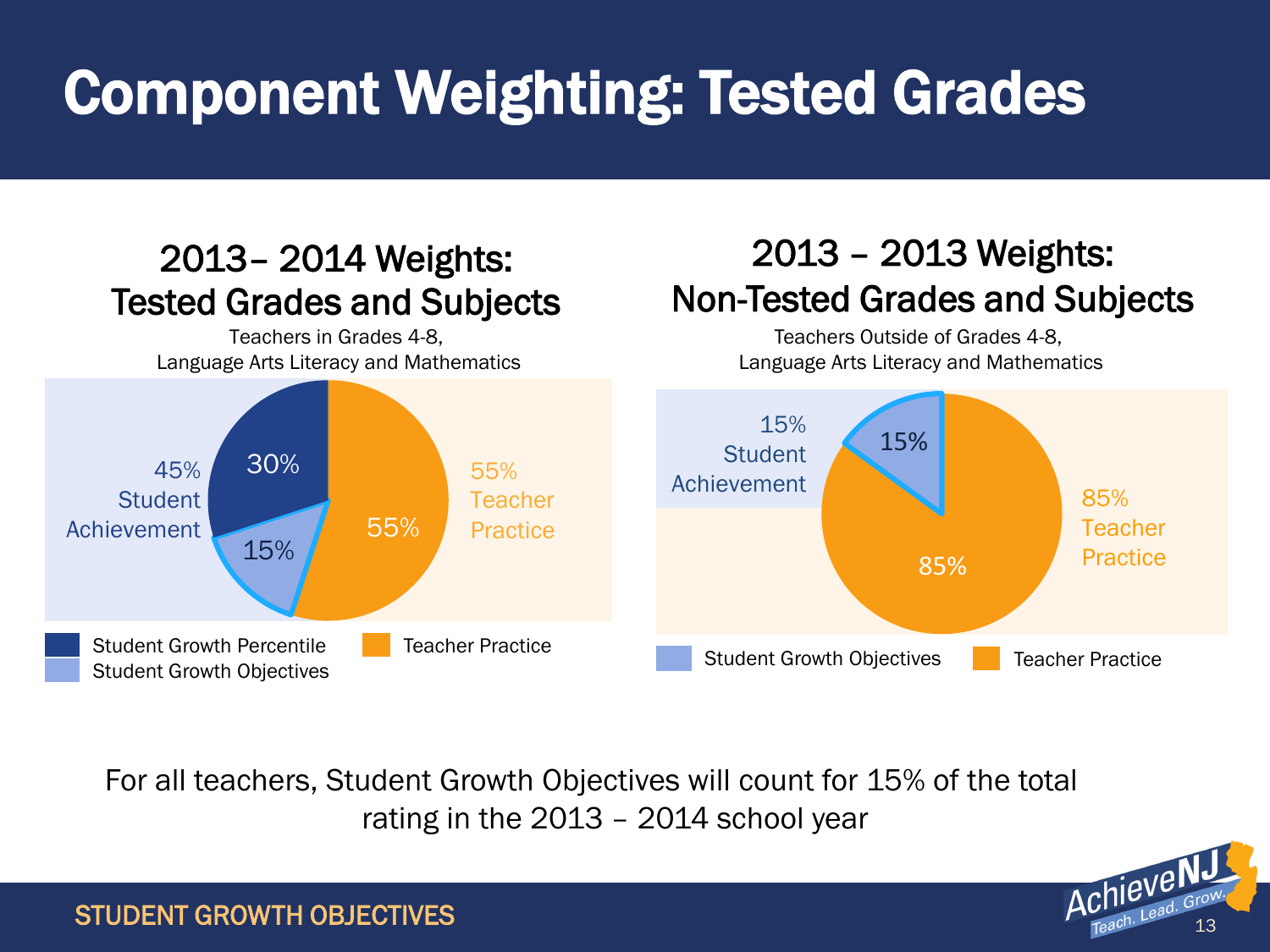# Component Weighting: Tested Grades

## 2013– 2014 Weights: Tested Grades and Subjects

Teachers in Grades 4-8, Language Arts Literacy and Mathematics

45% Student Achievement

- 30%
- 15%
- 55%

55% Teacher Practice

- Student Growth Percentile
- Student Growth Objectives
- Teacher Practice

## 2013 – 2013 Weights: Non-Tested Grades and Subjects

Teachers Outside of Grades 4-8, Language Arts Literacy and Mathematics

15% Student Achievement

- 15%
- 85%

85% Teacher Practice

- Student Growth Objectives
- Teacher Practice

For all teachers, Student Growth Objectives will count for 15% of the total rating in the 2013 – 2014 school year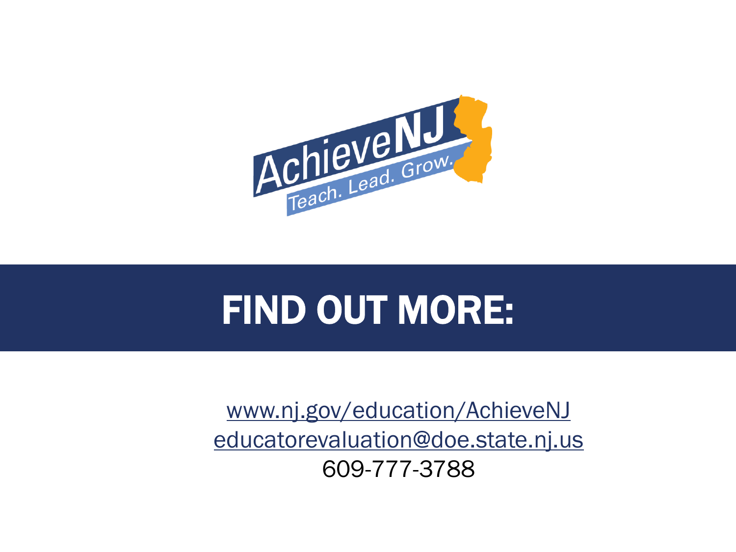AchieveNJ

Teach. Lead. Grow.

# FIND OUT MORE:

[www.nj.gov/education/AchieveNJ](http://www.nj.gov/education/AchieveNJ)

[educatorevaluation@doe.state.nj.us](mailto:educatorevaluation@doe.state.nj.us)

609-777-3788